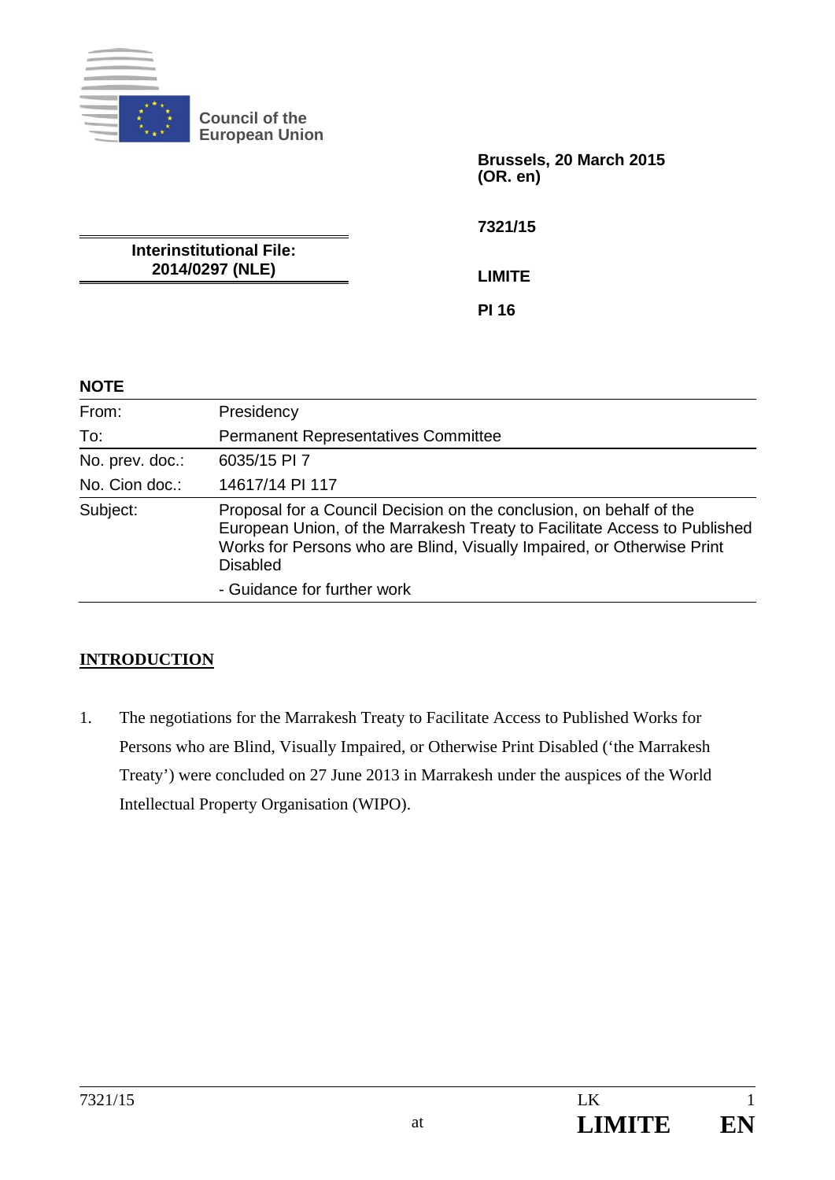Council of the European Union

Brussels, 20 March 2015
(OR. en)

7321/15

LIMITE

PI 16

**Interinstitutional File:**
**2014/0297 (NLE)**

**NOTE**

| | |
|---|---|
| From: | Presidency |
| To: | Permanent Representatives Committee |
| No. prev. doc.: | 6035/15 PI 7 |
| No. Cion doc.: | 14617/14 PI 117 |
| Subject: | Proposal for a Council Decision on the conclusion, on behalf of the European Union, of the Marrakesh Treaty to Facilitate Access to Published Works for Persons who are Blind, Visually Impaired, or Otherwise Print Disabled<br>- Guidance for further work |

## INTRODUCTION

1. The negotiations for the Marrakesh Treaty to Facilitate Access to Published Works for Persons who are Blind, Visually Impaired, or Otherwise Print Disabled ('the Marrakesh Treaty') were concluded on 27 June 2013 in Marrakesh under the auspices of the World Intellectual Property Organisation (WIPO).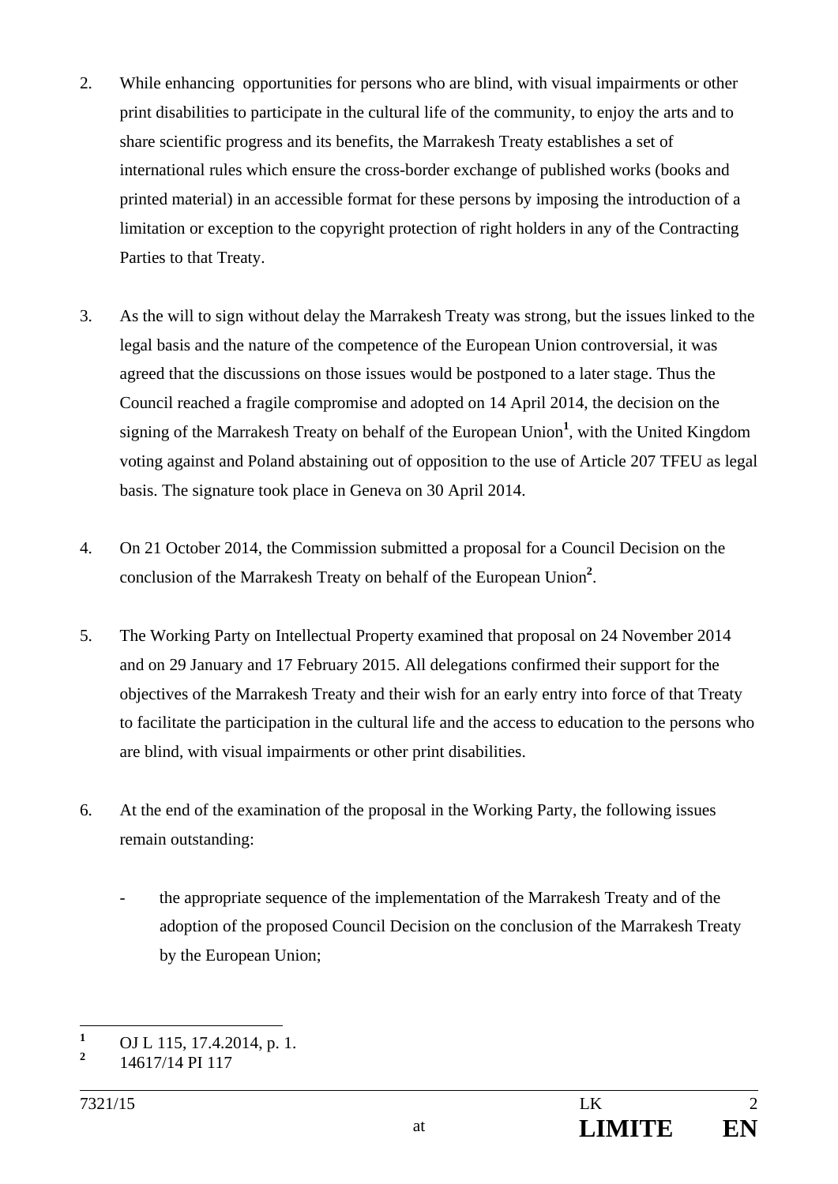2. While enhancing opportunities for persons who are blind, with visual impairments or other print disabilities to participate in the cultural life of the community, to enjoy the arts and to share scientific progress and its benefits, the Marrakesh Treaty establishes a set of international rules which ensure the cross-border exchange of published works (books and printed material) in an accessible format for these persons by imposing the introduction of a limitation or exception to the copyright protection of right holders in any of the Contracting Parties to that Treaty.

3. As the will to sign without delay the Marrakesh Treaty was strong, but the issues linked to the legal basis and the nature of the competence of the European Union controversial, it was agreed that the discussions on those issues would be postponed to a later stage. Thus the Council reached a fragile compromise and adopted on 14 April 2014, the decision on the signing of the Marrakesh Treaty on behalf of the European Union[1], with the United Kingdom voting against and Poland abstaining out of opposition to the use of Article 207 TFEU as legal basis. The signature took place in Geneva on 30 April 2014.

4. On 21 October 2014, the Commission submitted a proposal for a Council Decision on the conclusion of the Marrakesh Treaty on behalf of the European Union[2].

5. The Working Party on Intellectual Property examined that proposal on 24 November 2014 and on 29 January and 17 February 2015. All delegations confirmed their support for the objectives of the Marrakesh Treaty and their wish for an early entry into force of that Treaty to facilitate the participation in the cultural life and the access to education to the persons who are blind, with visual impairments or other print disabilities.

6. At the end of the examination of the proposal in the Working Party, the following issues remain outstanding:

   - the appropriate sequence of the implementation of the Marrakesh Treaty and of the adoption of the proposed Council Decision on the conclusion of the Marrakesh Treaty by the European Union;

---

[1] OJ L 115, 17.4.2014, p. 1.

[2] 14617/14 PI 117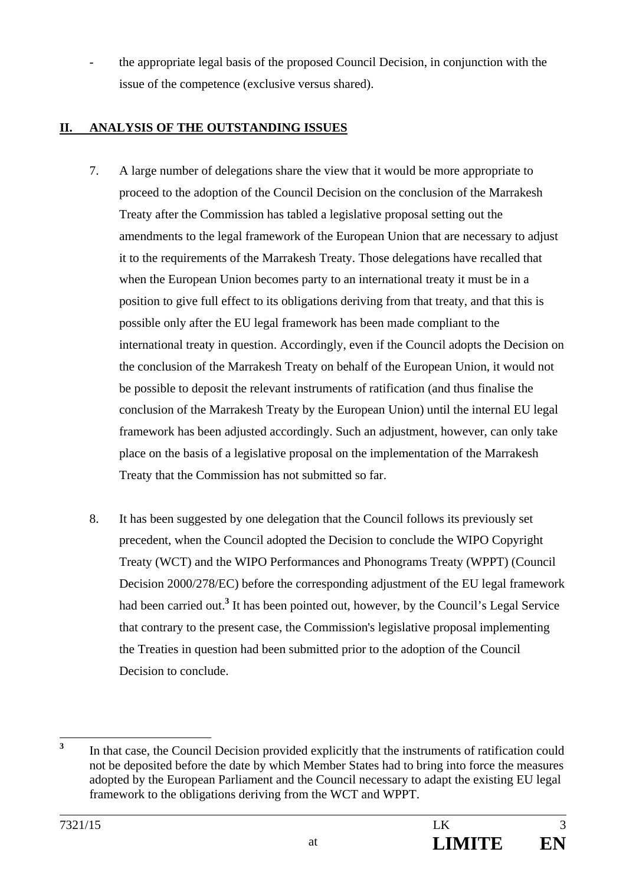- the appropriate legal basis of the proposed Council Decision, in conjunction with the issue of the competence (exclusive versus shared).

## II. ANALYSIS OF THE OUTSTANDING ISSUES

7. A large number of delegations share the view that it would be more appropriate to proceed to the adoption of the Council Decision on the conclusion of the Marrakesh Treaty after the Commission has tabled a legislative proposal setting out the amendments to the legal framework of the European Union that are necessary to adjust it to the requirements of the Marrakesh Treaty. Those delegations have recalled that when the European Union becomes party to an international treaty it must be in a position to give full effect to its obligations deriving from that treaty, and that this is possible only after the EU legal framework has been made compliant to the international treaty in question. Accordingly, even if the Council adopts the Decision on the conclusion of the Marrakesh Treaty on behalf of the European Union, it would not be possible to deposit the relevant instruments of ratification (and thus finalise the conclusion of the Marrakesh Treaty by the European Union) until the internal EU legal framework has been adjusted accordingly. Such an adjustment, however, can only take place on the basis of a legislative proposal on the implementation of the Marrakesh Treaty that the Commission has not submitted so far.

8. It has been suggested by one delegation that the Council follows its previously set precedent, when the Council adopted the Decision to conclude the WIPO Copyright Treaty (WCT) and the WIPO Performances and Phonograms Treaty (WPPT) (Council Decision 2000/278/EC) before the corresponding adjustment of the EU legal framework had been carried out.[3] It has been pointed out, however, by the Council's Legal Service that contrary to the present case, the Commission's legislative proposal implementing the Treaties in question had been submitted prior to the adoption of the Council Decision to conclude.

[3] In that case, the Council Decision provided explicitly that the instruments of ratification could not be deposited before the date by which Member States had to bring into force the measures adopted by the European Parliament and the Council necessary to adapt the existing EU legal framework to the obligations deriving from the WCT and WPPT.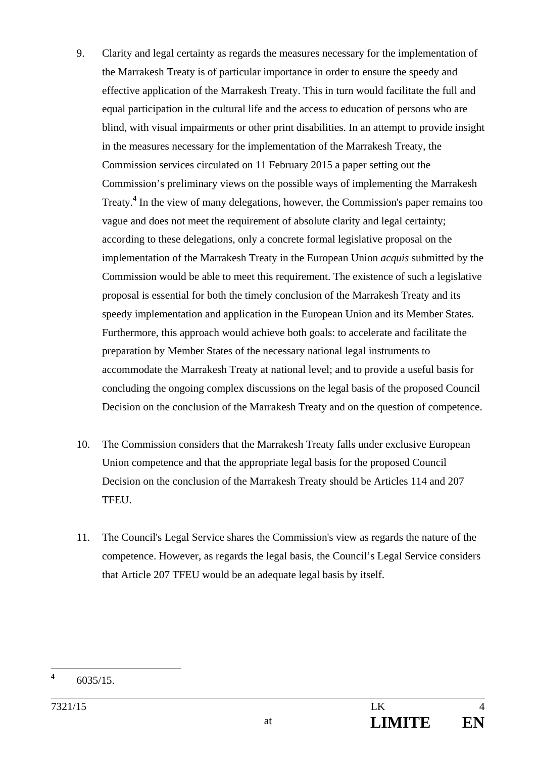9. Clarity and legal certainty as regards the measures necessary for the implementation of the Marrakesh Treaty is of particular importance in order to ensure the speedy and effective application of the Marrakesh Treaty. This in turn would facilitate the full and equal participation in the cultural life and the access to education of persons who are blind, with visual impairments or other print disabilities. In an attempt to provide insight in the measures necessary for the implementation of the Marrakesh Treaty, the Commission services circulated on 11 February 2015 a paper setting out the Commission's preliminary views on the possible ways of implementing the Marrakesh Treaty.[4] In the view of many delegations, however, the Commission's paper remains too vague and does not meet the requirement of absolute clarity and legal certainty; according to these delegations, only a concrete formal legislative proposal on the implementation of the Marrakesh Treaty in the European Union *acquis* submitted by the Commission would be able to meet this requirement. The existence of such a legislative proposal is essential for both the timely conclusion of the Marrakesh Treaty and its speedy implementation and application in the European Union and its Member States. Furthermore, this approach would achieve both goals: to accelerate and facilitate the preparation by Member States of the necessary national legal instruments to accommodate the Marrakesh Treaty at national level; and to provide a useful basis for concluding the ongoing complex discussions on the legal basis of the proposed Council Decision on the conclusion of the Marrakesh Treaty and on the question of competence.

10. The Commission considers that the Marrakesh Treaty falls under exclusive European Union competence and that the appropriate legal basis for the proposed Council Decision on the conclusion of the Marrakesh Treaty should be Articles 114 and 207 TFEU.

11. The Council's Legal Service shares the Commission's view as regards the nature of the competence. However, as regards the legal basis, the Council's Legal Service considers that Article 207 TFEU would be an adequate legal basis by itself.

---

[4] 6035/15.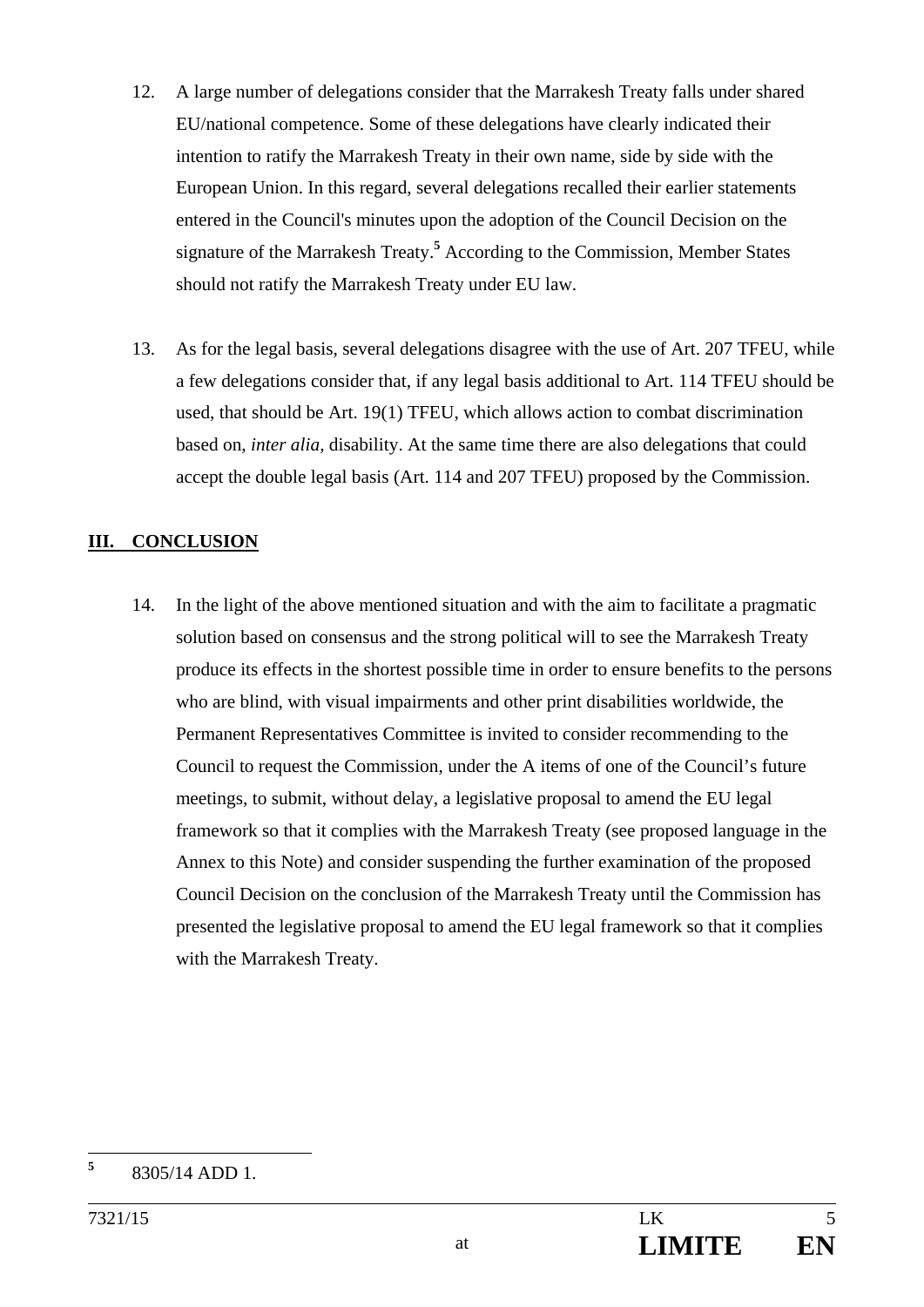12. A large number of delegations consider that the Marrakesh Treaty falls under shared EU/national competence. Some of these delegations have clearly indicated their intention to ratify the Marrakesh Treaty in their own name, side by side with the European Union. In this regard, several delegations recalled their earlier statements entered in the Council's minutes upon the adoption of the Council Decision on the signature of the Marrakesh Treaty.[5] According to the Commission, Member States should not ratify the Marrakesh Treaty under EU law.

13. As for the legal basis, several delegations disagree with the use of Art. 207 TFEU, while a few delegations consider that, if any legal basis additional to Art. 114 TFEU should be used, that should be Art. 19(1) TFEU, which allows action to combat discrimination based on, *inter alia*, disability. At the same time there are also delegations that could accept the double legal basis (Art. 114 and 207 TFEU) proposed by the Commission.

## III. CONCLUSION

14. In the light of the above mentioned situation and with the aim to facilitate a pragmatic solution based on consensus and the strong political will to see the Marrakesh Treaty produce its effects in the shortest possible time in order to ensure benefits to the persons who are blind, with visual impairments and other print disabilities worldwide, the Permanent Representatives Committee is invited to consider recommending to the Council to request the Commission, under the A items of one of the Council's future meetings, to submit, without delay, a legislative proposal to amend the EU legal framework so that it complies with the Marrakesh Treaty (see proposed language in the Annex to this Note) and consider suspending the further examination of the proposed Council Decision on the conclusion of the Marrakesh Treaty until the Commission has presented the legislative proposal to amend the EU legal framework so that it complies with the Marrakesh Treaty.

---

[5] 8305/14 ADD 1.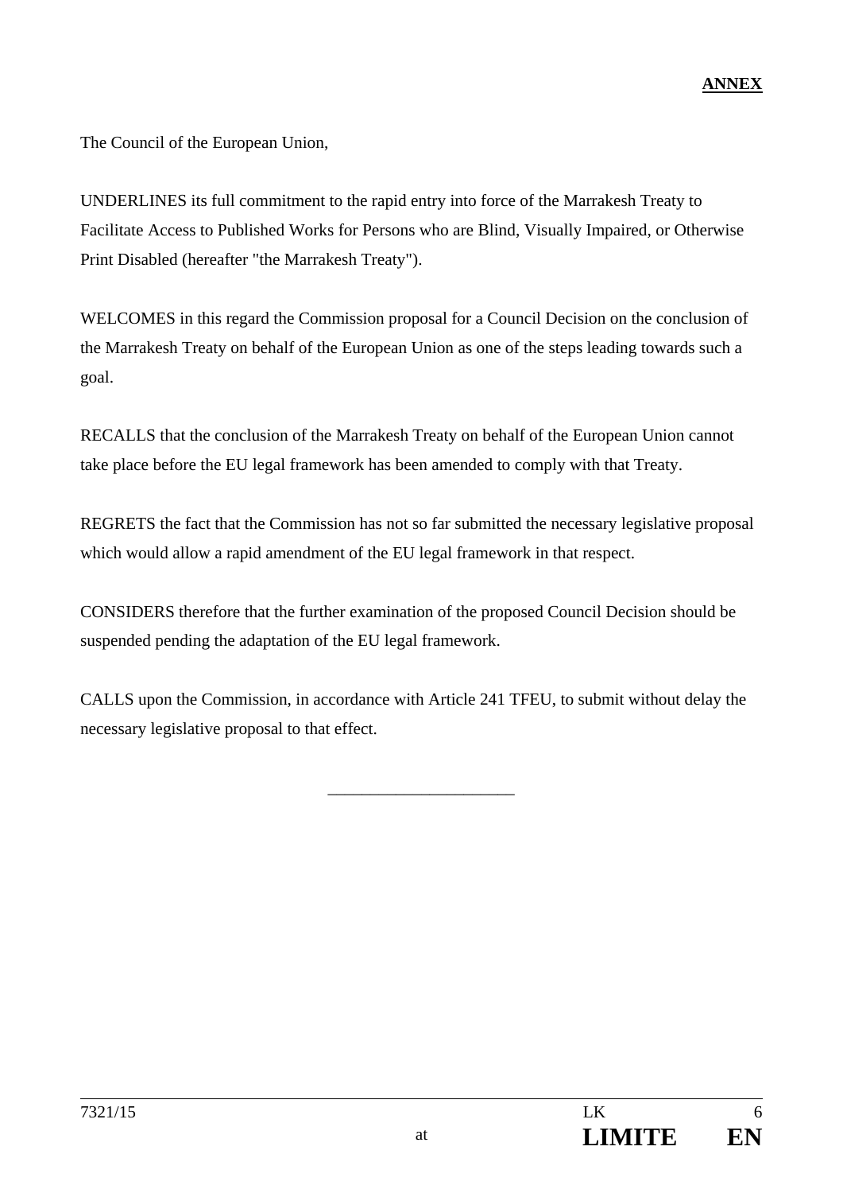**ANNEX**

The Council of the European Union,

UNDERLINES its full commitment to the rapid entry into force of the Marrakesh Treaty to Facilitate Access to Published Works for Persons who are Blind, Visually Impaired, or Otherwise Print Disabled (hereafter "the Marrakesh Treaty").

WELCOMES in this regard the Commission proposal for a Council Decision on the conclusion of the Marrakesh Treaty on behalf of the European Union as one of the steps leading towards such a goal.

RECALLS that the conclusion of the Marrakesh Treaty on behalf of the European Union cannot take place before the EU legal framework has been amended to comply with that Treaty.

REGRETS the fact that the Commission has not so far submitted the necessary legislative proposal which would allow a rapid amendment of the EU legal framework in that respect.

CONSIDERS therefore that the further examination of the proposed Council Decision should be suspended pending the adaptation of the EU legal framework.

CALLS upon the Commission, in accordance with Article 241 TFEU, to submit without delay the necessary legislative proposal to that effect.

______________________